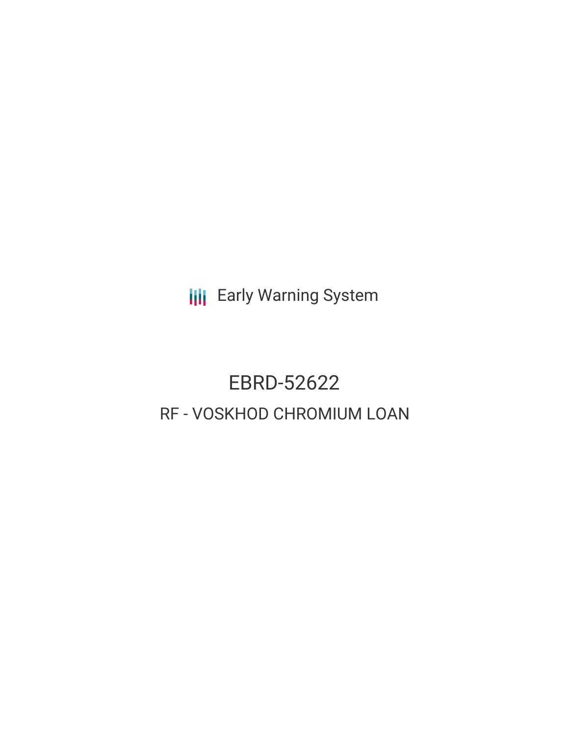Early Warning System

# EBRD-52622

## RF - VOSKHOD CHROMIUM LOAN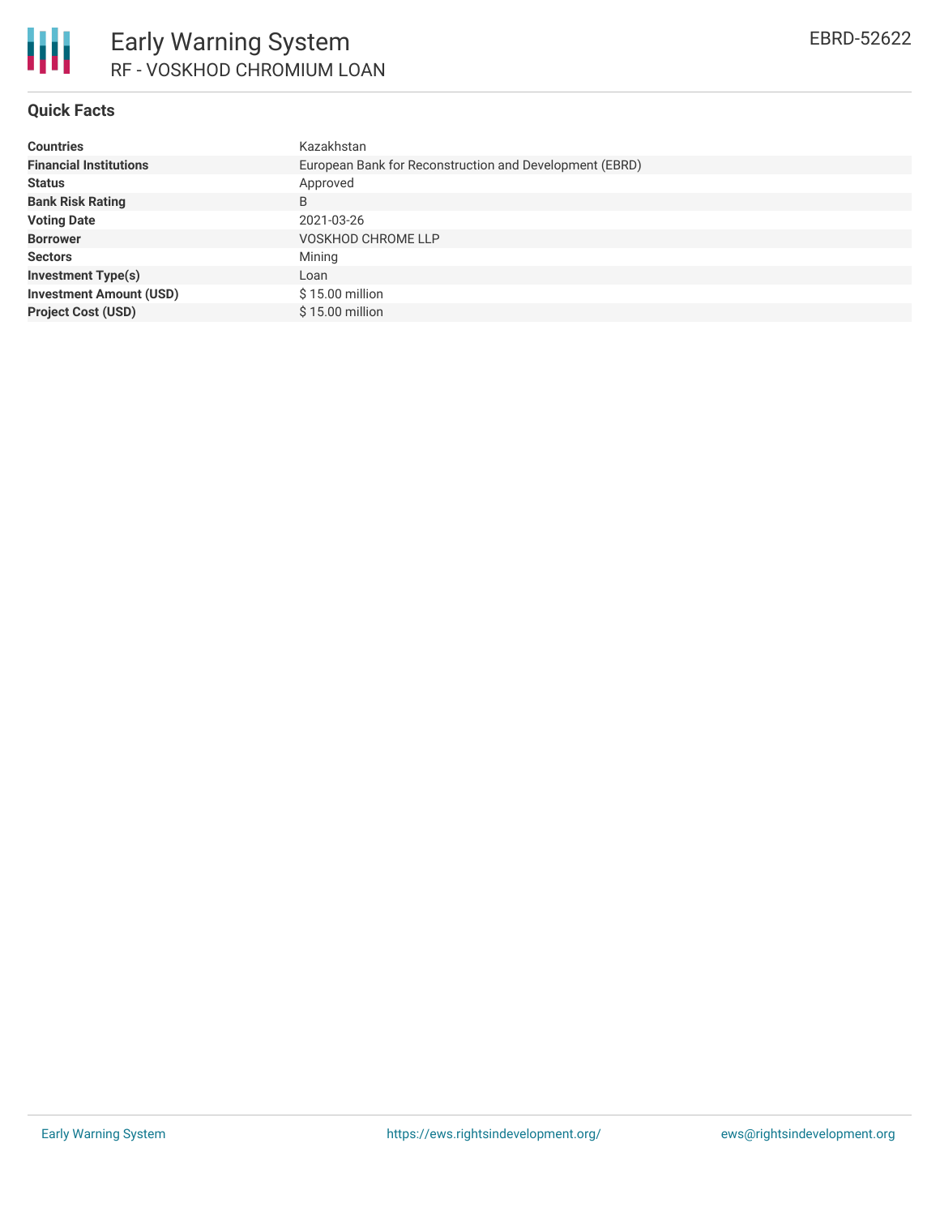# Early Warning System

## RF - VOSKHOD CHROMIUM LOAN

EBRD-52622

### Quick Facts

| | |
|---|---|
| **Countries** | Kazakhstan |
| **Financial Institutions** | European Bank for Reconstruction and Development (EBRD) |
| **Status** | Approved |
| **Bank Risk Rating** | B |
| **Voting Date** | 2021-03-26 |
| **Borrower** | VOSKHOD CHROME LLP |
| **Sectors** | Mining |
| **Investment Type(s)** | Loan |
| **Investment Amount (USD)** | $ 15.00 million |
| **Project Cost (USD)** | $ 15.00 million |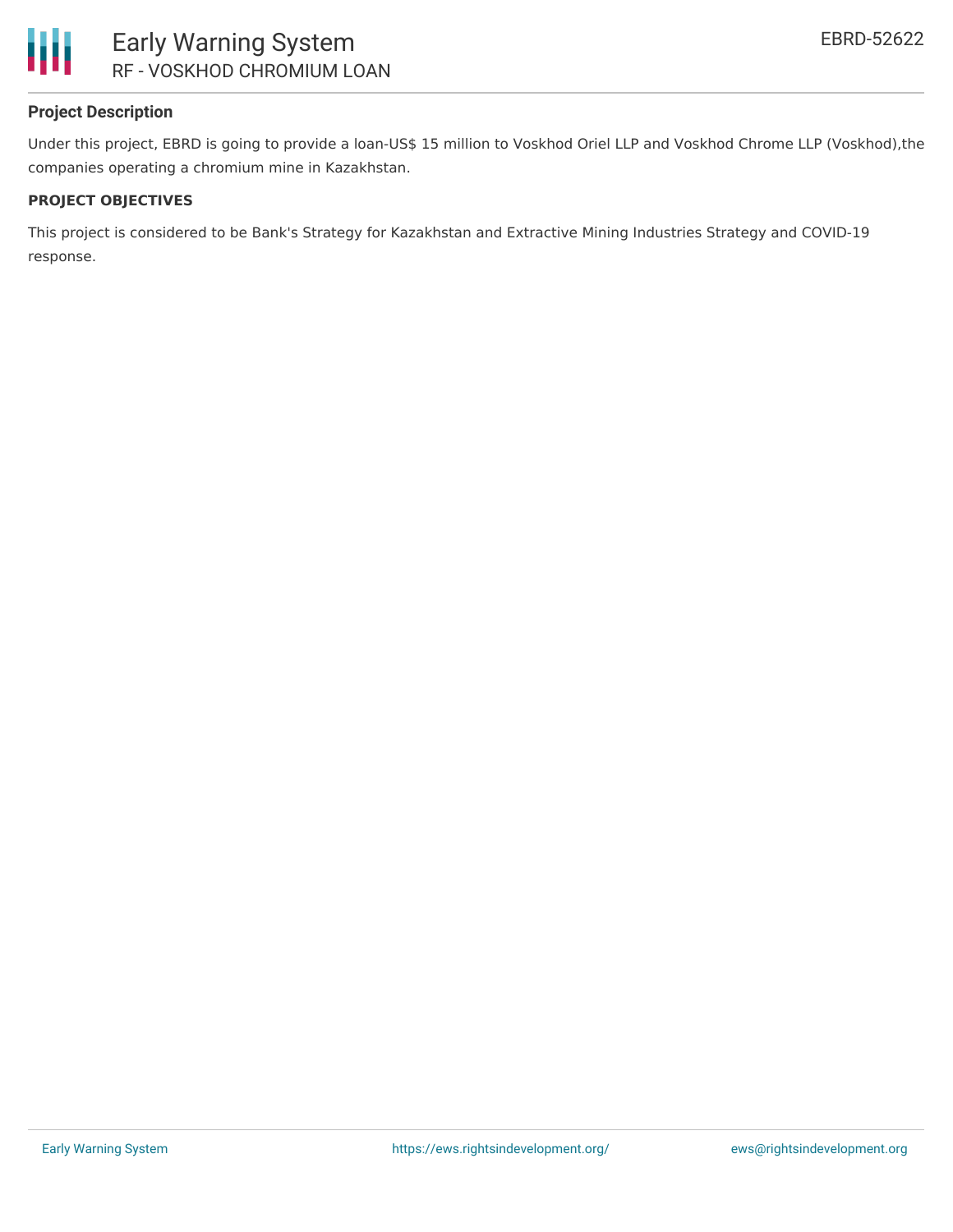## Project Description

Under this project, EBRD is going to provide a loan-US$ 15 million to Voskhod Oriel LLP and Voskhod Chrome LLP (Voskhod),the companies operating a chromium mine in Kazakhstan.

### PROJECT OBJECTIVES

This project is considered to be Bank's Strategy for Kazakhstan and Extractive Mining Industries Strategy and COVID-19 response.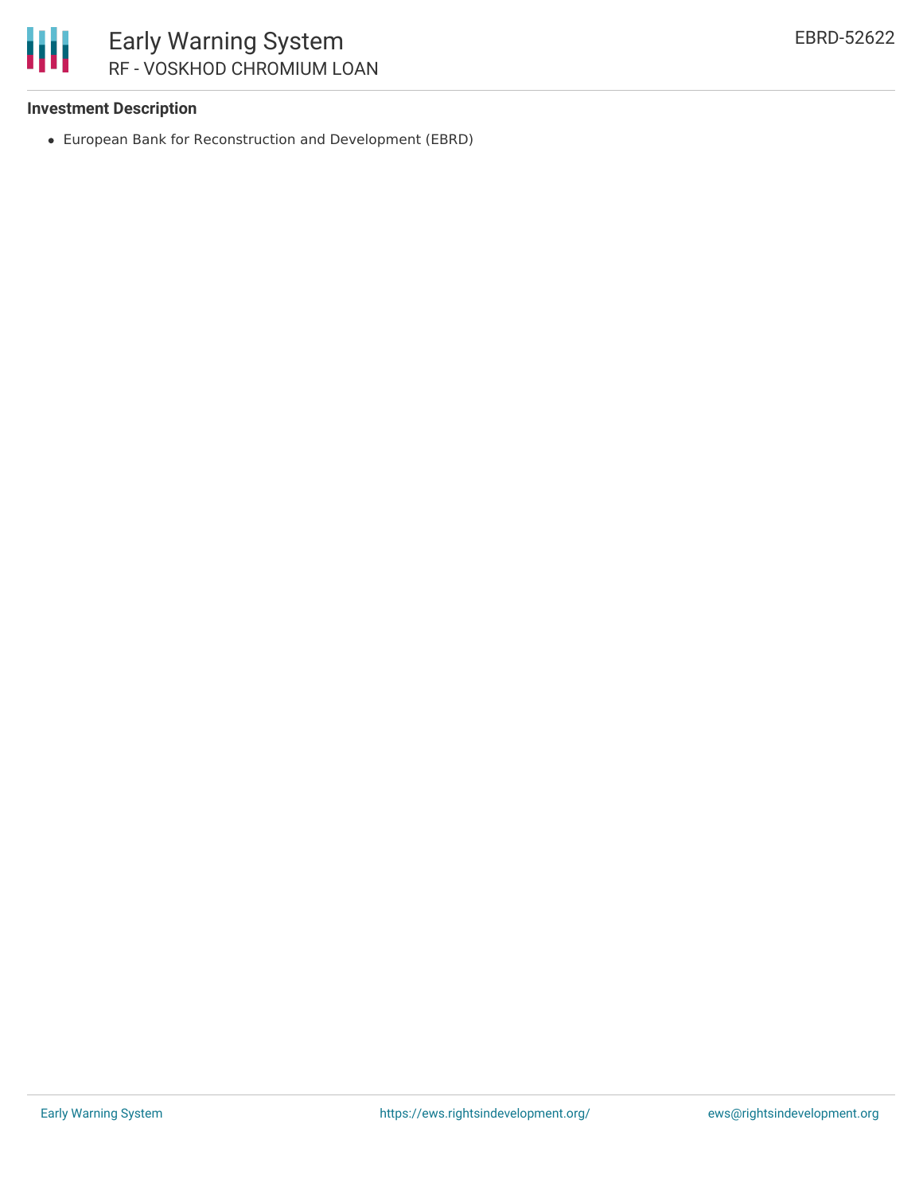### Investment Description

- European Bank for Reconstruction and Development (EBRD)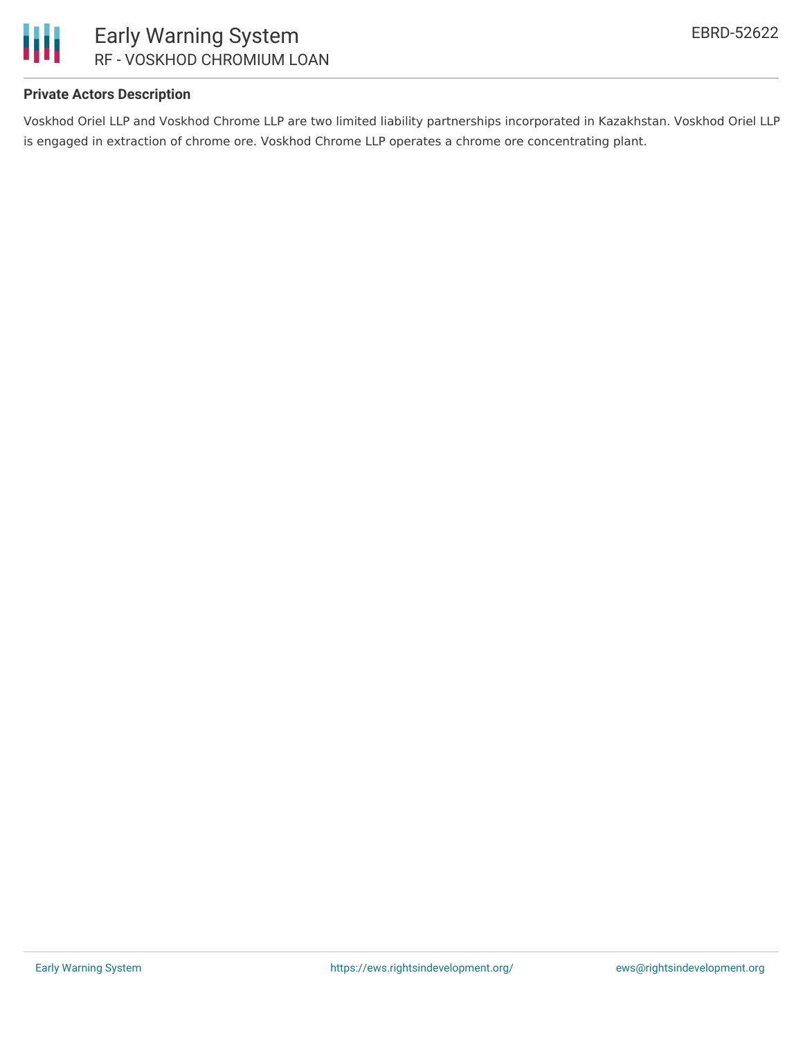### Private Actors Description

Voskhod Oriel LLP and Voskhod Chrome LLP are two limited liability partnerships incorporated in Kazakhstan. Voskhod Oriel LLP is engaged in extraction of chrome ore. Voskhod Chrome LLP operates a chrome ore concentrating plant.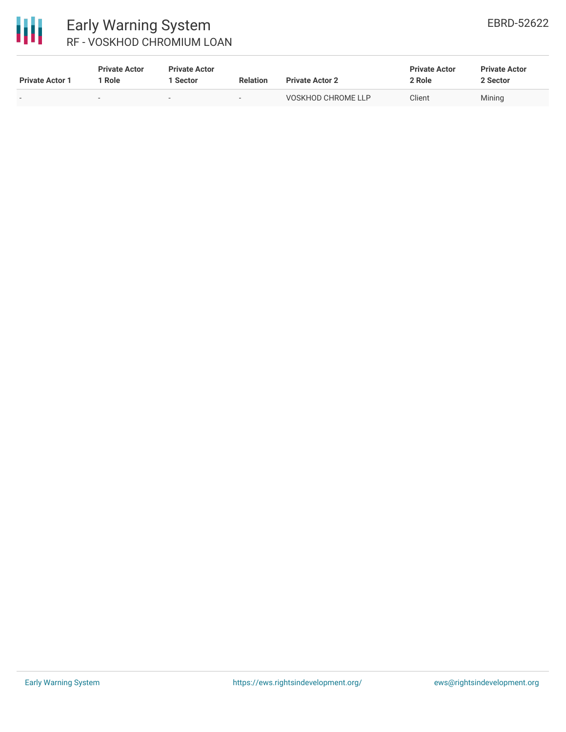| Private Actor 1 | Private Actor 1 Role | Private Actor 1 Sector | Relation | Private Actor 2 | Private Actor 2 Role | Private Actor 2 Sector |
|---|---|---|---|---|---|---|
| - | - | - | - | VOSKHOD CHROME LLP | Client | Mining |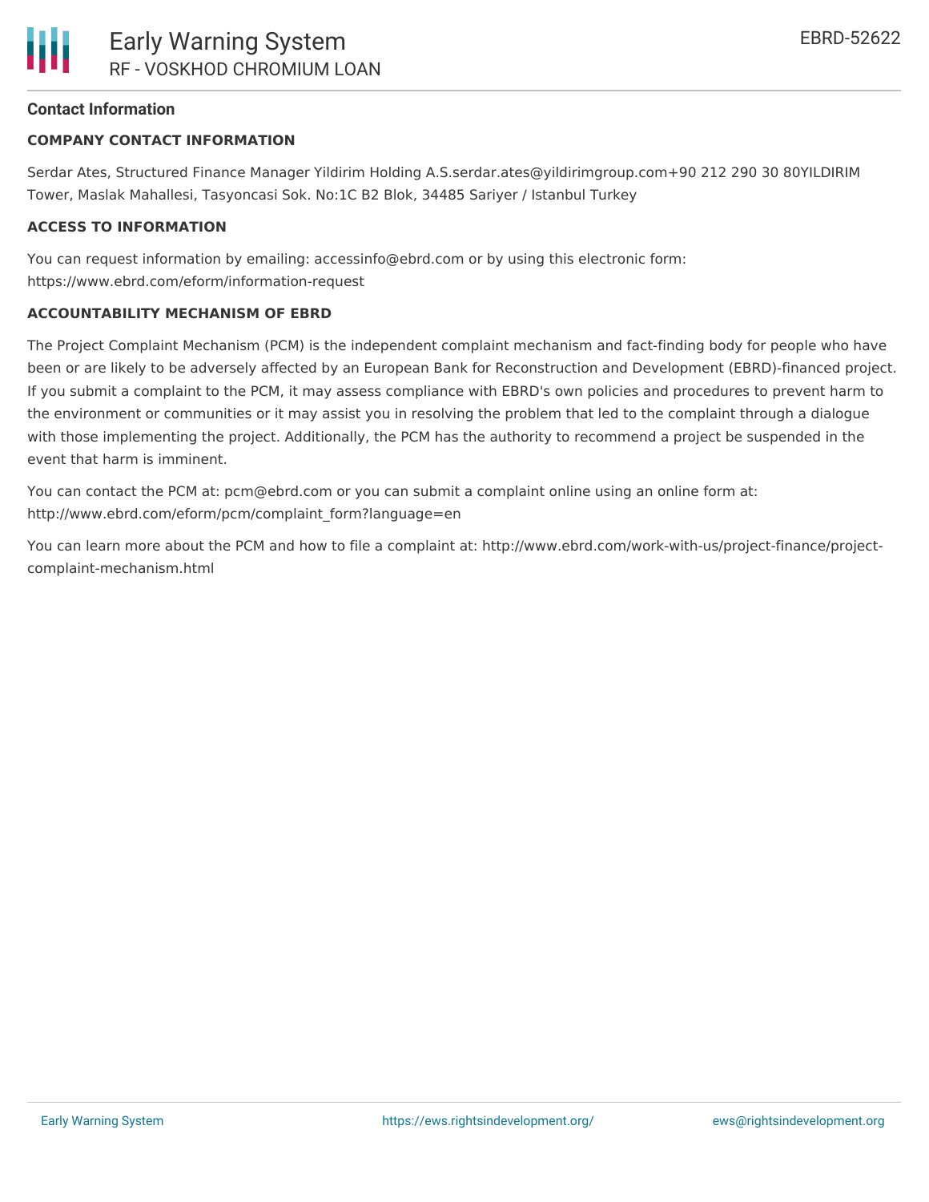## Contact Information

### COMPANY CONTACT INFORMATION

Serdar Ates, Structured Finance Manager Yildirim Holding A.S.serdar.ates@yildirimgroup.com+90 212 290 30 80YILDIRIM Tower, Maslak Mahallesi, Tasyoncasi Sok. No:1C B2 Blok, 34485 Sariyer / Istanbul Turkey

### ACCESS TO INFORMATION

You can request information by emailing: accessinfo@ebrd.com or by using this electronic form: https://www.ebrd.com/eform/information-request

### ACCOUNTABILITY MECHANISM OF EBRD

The Project Complaint Mechanism (PCM) is the independent complaint mechanism and fact-finding body for people who have been or are likely to be adversely affected by an European Bank for Reconstruction and Development (EBRD)-financed project. If you submit a complaint to the PCM, it may assess compliance with EBRD's own policies and procedures to prevent harm to the environment or communities or it may assist you in resolving the problem that led to the complaint through a dialogue with those implementing the project. Additionally, the PCM has the authority to recommend a project be suspended in the event that harm is imminent.

You can contact the PCM at: pcm@ebrd.com or you can submit a complaint online using an online form at: http://www.ebrd.com/eform/pcm/complaint_form?language=en

You can learn more about the PCM and how to file a complaint at: http://www.ebrd.com/work-with-us/project-finance/project-complaint-mechanism.html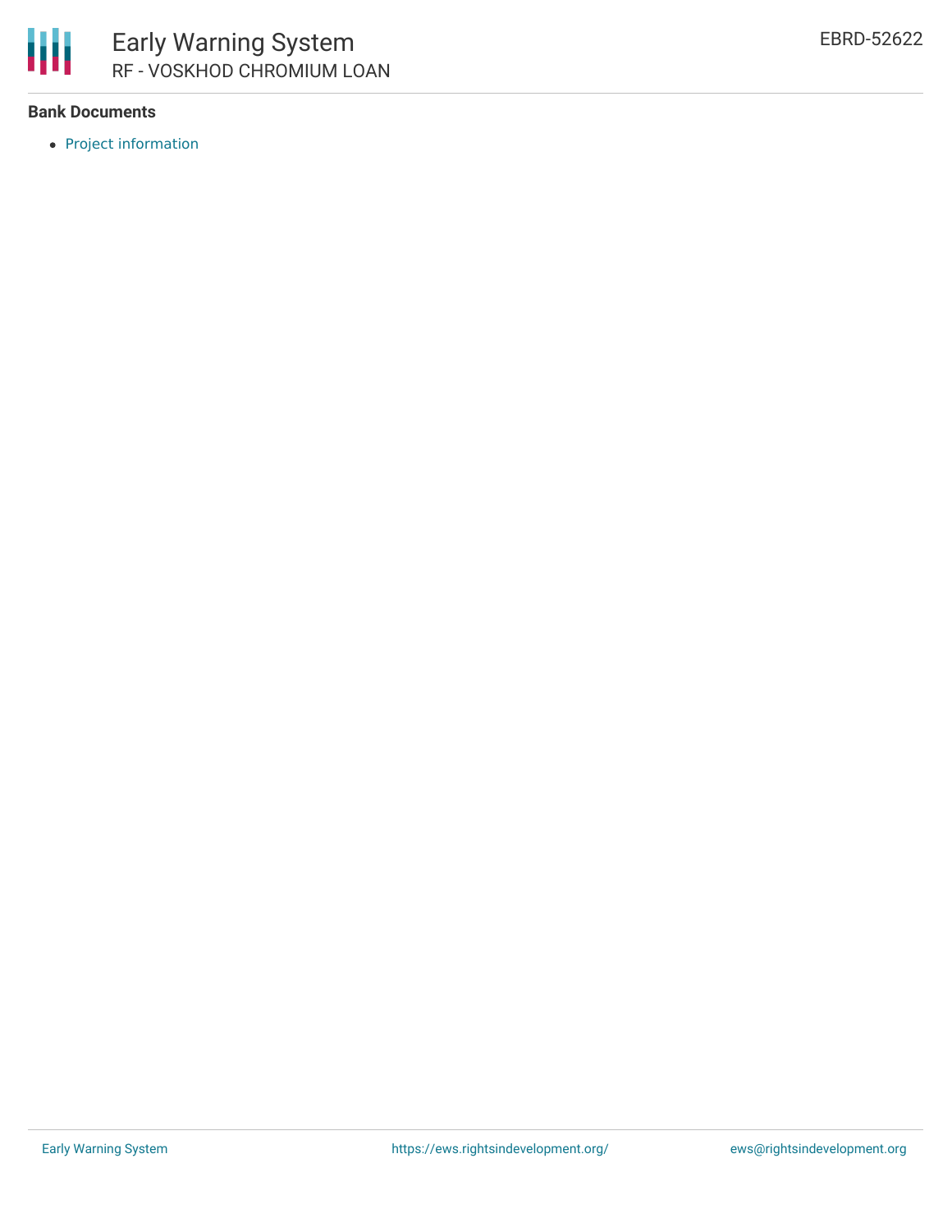**Bank Documents**

- Project information